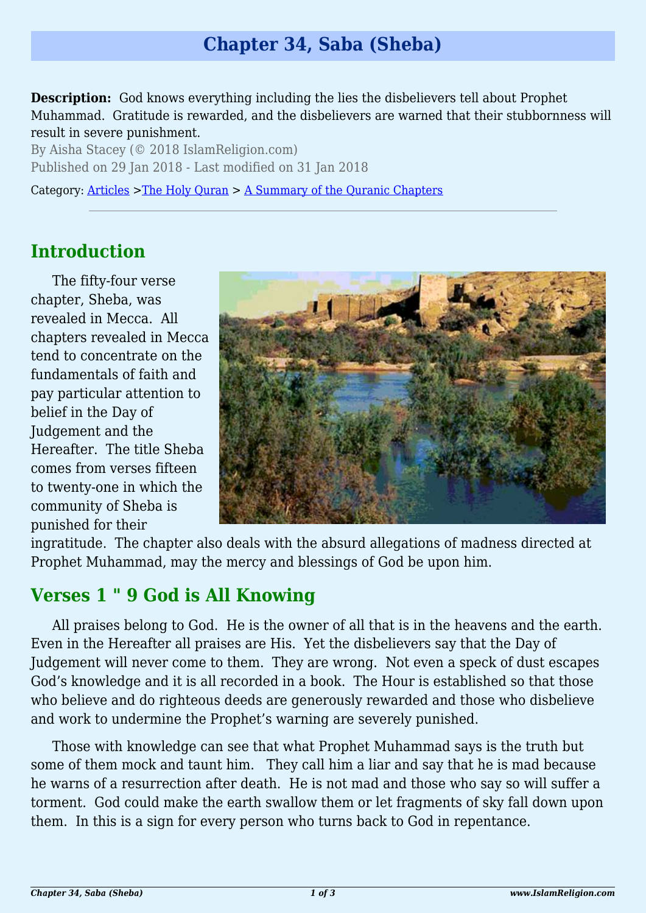# Chapter 34, Saba (Sheba)

**Description:** God knows everything including the lies the disbelievers tell about Prophet Muhammad. Gratitude is rewarded, and the disbelievers are warned that their stubbornness will result in severe punishment.

By Aisha Stacey (© 2018 IslamReligion.com)

Published on 29 Jan 2018 - Last modified on 31 Jan 2018

Category: Articles >The Holy Quran > A Summary of the Quranic Chapters

---

## Introduction

The fifty-four verse chapter, Sheba, was revealed in Mecca. All chapters revealed in Mecca tend to concentrate on the fundamentals of faith and pay particular attention to belief in the Day of Judgement and the Hereafter. The title Sheba comes from verses fifteen to twenty-one in which the community of Sheba is punished for their ingratitude. The chapter also deals with the absurd allegations of madness directed at Prophet Muhammad, may the mercy and blessings of God be upon him.

## Verses 1 " 9 God is All Knowing

All praises belong to God. He is the owner of all that is in the heavens and the earth. Even in the Hereafter all praises are His. Yet the disbelievers say that the Day of Judgement will never come to them. They are wrong. Not even a speck of dust escapes God's knowledge and it is all recorded in a book. The Hour is established so that those who believe and do righteous deeds are generously rewarded and those who disbelieve and work to undermine the Prophet's warning are severely punished.

Those with knowledge can see that what Prophet Muhammad says is the truth but some of them mock and taunt him. They call him a liar and say that he is mad because he warns of a resurrection after death. He is not mad and those who say so will suffer a torment. God could make the earth swallow them or let fragments of sky fall down upon them. In this is a sign for every person who turns back to God in repentance.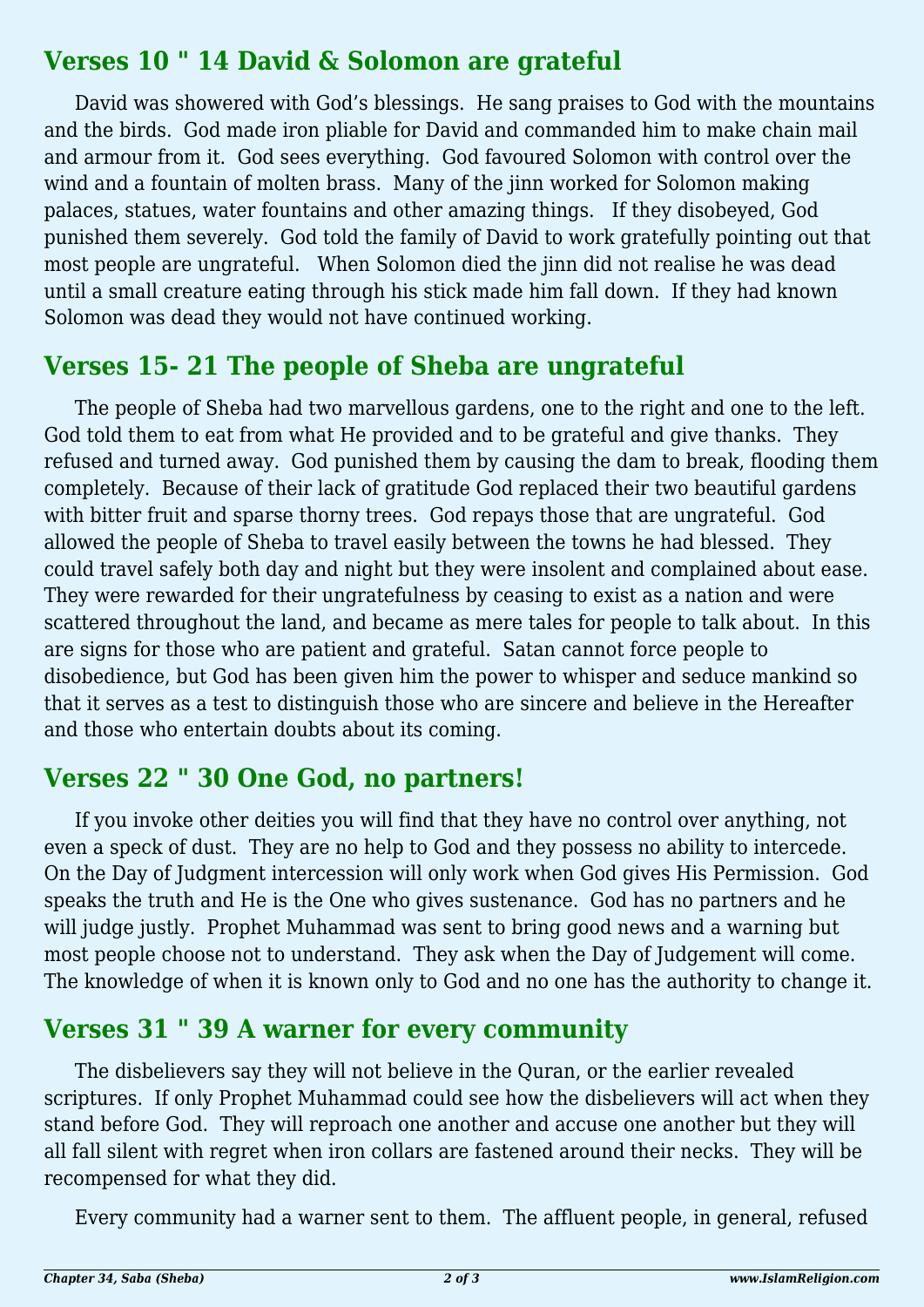## Verses 10 " 14 David & Solomon are grateful

David was showered with God's blessings. He sang praises to God with the mountains and the birds. God made iron pliable for David and commanded him to make chain mail and armour from it. God sees everything. God favoured Solomon with control over the wind and a fountain of molten brass. Many of the jinn worked for Solomon making palaces, statues, water fountains and other amazing things. If they disobeyed, God punished them severely. God told the family of David to work gratefully pointing out that most people are ungrateful. When Solomon died the jinn did not realise he was dead until a small creature eating through his stick made him fall down. If they had known Solomon was dead they would not have continued working.

## Verses 15- 21 The people of Sheba are ungrateful

The people of Sheba had two marvellous gardens, one to the right and one to the left. God told them to eat from what He provided and to be grateful and give thanks. They refused and turned away. God punished them by causing the dam to break, flooding them completely. Because of their lack of gratitude God replaced their two beautiful gardens with bitter fruit and sparse thorny trees. God repays those that are ungrateful. God allowed the people of Sheba to travel easily between the towns he had blessed. They could travel safely both day and night but they were insolent and complained about ease. They were rewarded for their ungratefulness by ceasing to exist as a nation and were scattered throughout the land, and became as mere tales for people to talk about. In this are signs for those who are patient and grateful. Satan cannot force people to disobedience, but God has been given him the power to whisper and seduce mankind so that it serves as a test to distinguish those who are sincere and believe in the Hereafter and those who entertain doubts about its coming.

## Verses 22 " 30 One God, no partners!

If you invoke other deities you will find that they have no control over anything, not even a speck of dust. They are no help to God and they possess no ability to intercede. On the Day of Judgment intercession will only work when God gives His Permission. God speaks the truth and He is the One who gives sustenance. God has no partners and he will judge justly. Prophet Muhammad was sent to bring good news and a warning but most people choose not to understand. They ask when the Day of Judgement will come. The knowledge of when it is known only to God and no one has the authority to change it.

## Verses 31 " 39 A warner for every community

The disbelievers say they will not believe in the Quran, or the earlier revealed scriptures. If only Prophet Muhammad could see how the disbelievers will act when they stand before God. They will reproach one another and accuse one another but they will all fall silent with regret when iron collars are fastened around their necks. They will be recompensed for what they did.

Every community had a warner sent to them. The affluent people, in general, refused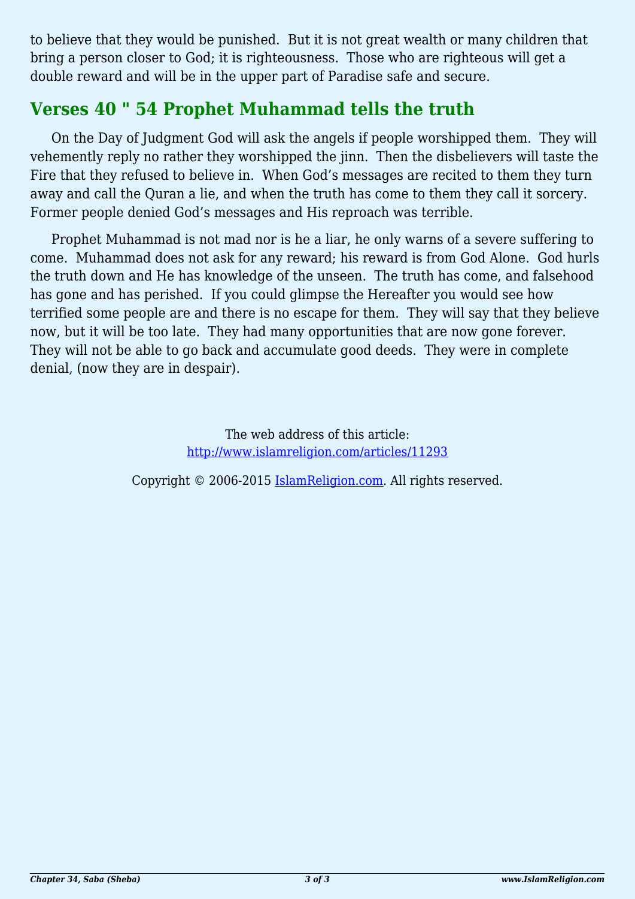to believe that they would be punished.  But it is not great wealth or many children that bring a person closer to God; it is righteousness.  Those who are righteous will get a double reward and will be in the upper part of Paradise safe and secure.

## Verses 40 " 54 Prophet Muhammad tells the truth

On the Day of Judgment God will ask the angels if people worshipped them.  They will vehemently reply no rather they worshipped the jinn.  Then the disbelievers will taste the Fire that they refused to believe in.  When God's messages are recited to them they turn away and call the Quran a lie, and when the truth has come to them they call it sorcery.  Former people denied God's messages and His reproach was terrible.

Prophet Muhammad is not mad nor is he a liar, he only warns of a severe suffering to come.  Muhammad does not ask for any reward; his reward is from God Alone.  God hurls the truth down and He has knowledge of the unseen.  The truth has come, and falsehood has gone and has perished.  If you could glimpse the Hereafter you would see how terrified some people are and there is no escape for them.  They will say that they believe now, but it will be too late.  They had many opportunities that are now gone forever.  They will not be able to go back and accumulate good deeds.  They were in complete denial, (now they are in despair).

The web address of this article:
http://www.islamreligion.com/articles/11293

Copyright © 2006-2015 IslamReligion.com. All rights reserved.